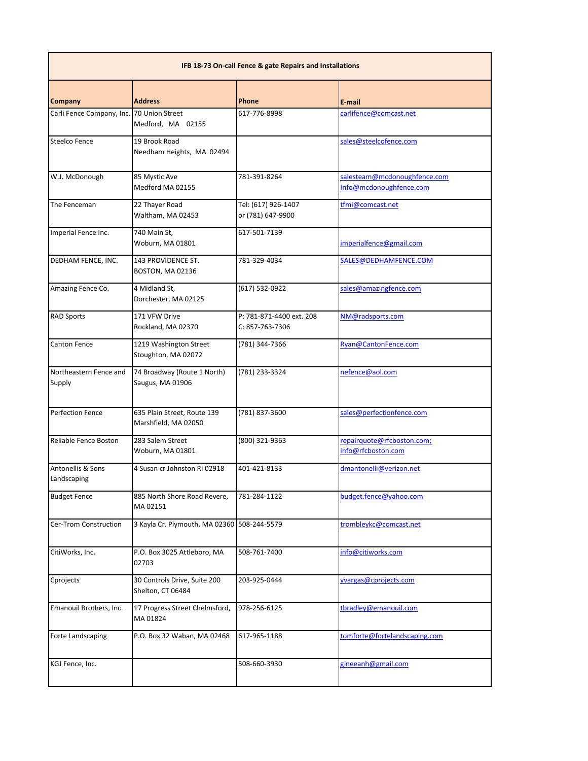| IFB 18-73 On-call Fence & gate Repairs and Installations | | | |
|---|---|---|---|
| **Company** | **Address** | **Phone** | **E-mail** |
| Carli Fence Company, Inc. | 70 Union Street<br>Medford, MA 02155 | 617-776-8998 | carlifence@comcast.net |
| Steelco Fence | 19 Brook Road<br>Needham Heights, MA 02494 | | sales@steelcofence.com |
| W.J. McDonough | 85 Mystic Ave<br>Medford MA 02155 | 781-391-8264 | salesteam@mcdonoughfence.com<br>Info@mcdonoughfence.com |
| The Fenceman | 22 Thayer Road<br>Waltham, MA 02453 | Tel: (617) 926-1407<br>or (781) 647-9900 | tfmi@comcast.net |
| Imperial Fence Inc. | 740 Main St,<br>Woburn, MA 01801 | 617-501-7139 | imperialfence@gmail.com |
| DEDHAM FENCE, INC. | 143 PROVIDENCE ST.<br>BOSTON, MA 02136 | 781-329-4034 | SALES@DEDHAMFENCE.COM |
| Amazing Fence Co. | 4 Midland St,<br>Dorchester, MA 02125 | (617) 532-0922 | sales@amazingfence.com |
| RAD Sports | 171 VFW Drive<br>Rockland, MA 02370 | P: 781-871-4400 ext. 208<br>C: 857-763-7306 | NM@radsports.com |
| Canton Fence | 1219 Washington Street<br>Stoughton, MA 02072 | (781) 344-7366 | Ryan@CantonFence.com |
| Northeastern Fence and Supply | 74 Broadway (Route 1 North)<br>Saugus, MA 01906 | (781) 233-3324 | nefence@aol.com |
| Perfection Fence | 635 Plain Street, Route 139<br>Marshfield, MA 02050 | (781) 837-3600 | sales@perfectionfence.com |
| Reliable Fence Boston | 283 Salem Street<br>Woburn, MA 01801 | (800) 321-9363 | repairquote@rfcboston.com;<br>info@rfcboston.com |
| Antonellis & Sons Landscaping | 4 Susan cr Johnston RI 02918 | 401-421-8133 | dmantonelli@verizon.net |
| Budget Fence | 885 North Shore Road Revere, MA 02151 | 781-284-1122 | budget.fence@yahoo.com |
| Cer-Trom Construction | 3 Kayla Cr. Plymouth, MA 02360 | 508-244-5579 | trombleykc@comcast.net |
| CitiWorks, Inc. | P.O. Box 3025 Attleboro, MA 02703 | 508-761-7400 | info@citiworks.com |
| Cprojects | 30 Controls Drive, Suite 200<br>Shelton, CT 06484 | 203-925-0444 | yvargas@cprojects.com |
| Emanouil Brothers, Inc. | 17 Progress Street Chelmsford, MA 01824 | 978-256-6125 | tbradley@emanouil.com |
| Forte Landscaping | P.O. Box 32 Waban, MA 02468 | 617-965-1188 | tomforte@fortelandscaping.com |
| KGJ Fence, Inc. | | 508-660-3930 | gineeanh@gmail.com |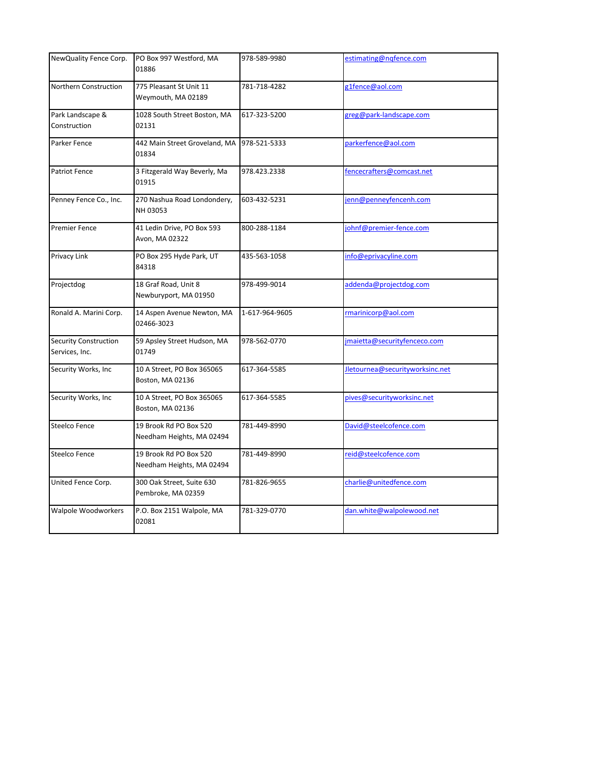| | | | |
|---|---|---|---|
| NewQuality Fence Corp. | PO Box 997 Westford, MA 01886 | 978-589-9980 | estimating@nqfence.com |
| Northern Construction | 775 Pleasant St Unit 11 Weymouth, MA 02189 | 781-718-4282 | g1fence@aol.com |
| Park Landscape & Construction | 1028 South Street Boston, MA 02131 | 617-323-5200 | greg@park-landscape.com |
| Parker Fence | 442 Main Street Groveland, MA 01834 | 978-521-5333 | parkerfence@aol.com |
| Patriot Fence | 3 Fitzgerald Way Beverly, Ma 01915 | 978.423.2338 | fencecrafters@comcast.net |
| Penney Fence Co., Inc. | 270 Nashua Road Londondery, NH 03053 | 603-432-5231 | jenn@penneyfencenh.com |
| Premier Fence | 41 Ledin Drive, PO Box 593 Avon, MA 02322 | 800-288-1184 | johnf@premier-fence.com |
| Privacy Link | PO Box 295 Hyde Park, UT 84318 | 435-563-1058 | info@eprivacyline.com |
| Projectdog | 18 Graf Road, Unit 8 Newburyport, MA 01950 | 978-499-9014 | addenda@projectdog.com |
| Ronald A. Marini Corp. | 14 Aspen Avenue Newton, MA 02466-3023 | 1-617-964-9605 | rmarinicorp@aol.com |
| Security Construction Services, Inc. | 59 Apsley Street Hudson, MA 01749 | 978-562-0770 | jmaietta@securityfenceco.com |
| Security Works, Inc | 10 A Street, PO Box 365065 Boston, MA 02136 | 617-364-5585 | Jletournea@securityworksinc.net |
| Security Works, Inc | 10 A Street, PO Box 365065 Boston, MA 02136 | 617-364-5585 | pives@securityworksinc.net |
| Steelco Fence | 19 Brook Rd PO Box 520 Needham Heights, MA 02494 | 781-449-8990 | David@steelcofence.com |
| Steelco Fence | 19 Brook Rd PO Box 520 Needham Heights, MA 02494 | 781-449-8990 | reid@steelcofence.com |
| United Fence Corp. | 300 Oak Street, Suite 630 Pembroke, MA 02359 | 781-826-9655 | charlie@unitedfence.com |
| Walpole Woodworkers | P.O. Box 2151 Walpole, MA 02081 | 781-329-0770 | dan.white@walpolewood.net |